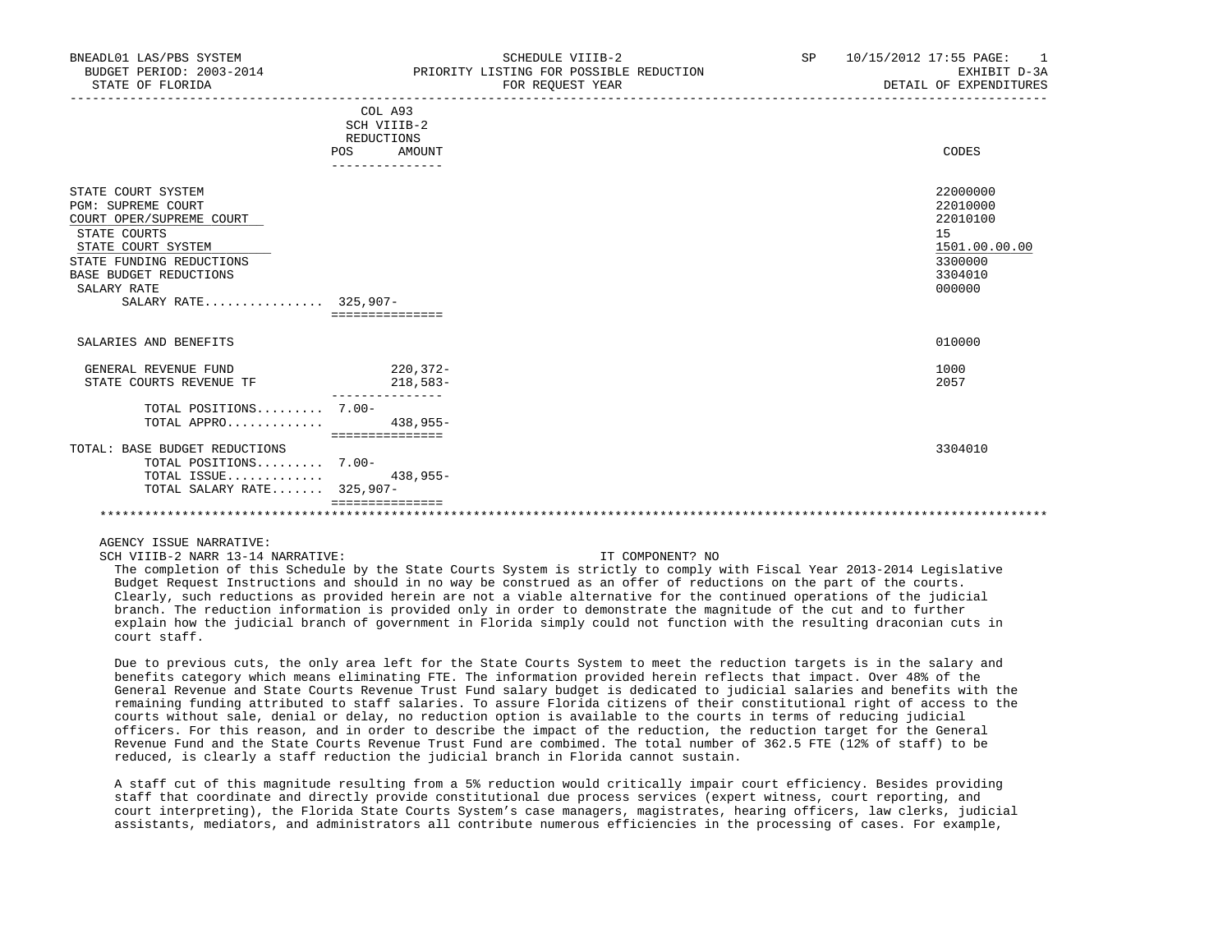BNEADL01 LAS/PBS SYSTEM
BUDGET PERIOD: 2003-2014
STATE OF FLORIDA

SCHEDULE VIIIB-2
PRIORITY LISTING FOR POSSIBLE REDUCTION
FOR REQUEST YEAR

SP 10/15/2012 17:55
EXHIBIT D-3A
DETAIL OF EXPENDITURES

| | COL A93 SCH VIIIB-2 REDUCTIONS POS | AMOUNT | CODES |
|---|---|---|---|
| STATE COURT SYSTEM | | | 22000000 |
| PGM: SUPREME COURT | | | 22010000 |
| COURT OPER/SUPREME COURT | | | 22010100 |
| STATE COURTS | | | 15 |
| STATE COURT SYSTEM | | | 1501.00.00.00 |
| STATE FUNDING REDUCTIONS | | | 3300000 |
| BASE BUDGET REDUCTIONS | | | 3304010 |
| SALARY RATE | | | 000000 |
| SALARY RATE................ | 325,907- | | |
| SALARIES AND BENEFITS | | | 010000 |
| GENERAL REVENUE FUND | | 220,372- | 1000 |
| STATE COURTS REVENUE TF | | 218,583- | 2057 |
| TOTAL POSITIONS......... | 7.00- | | |
| TOTAL APPRO............. | | 438,955- | |
| TOTAL: BASE BUDGET REDUCTIONS | | | 3304010 |
| TOTAL POSITIONS......... | 7.00- | | |
| TOTAL ISSUE............. | | 438,955- | |
| TOTAL SALARY RATE....... | 325,907- | | |

AGENCY ISSUE NARRATIVE:
SCH VIIIB-2 NARR 13-14 NARRATIVE: IT COMPONENT? NO

The completion of this Schedule by the State Courts System is strictly to comply with Fiscal Year 2013-2014 Legislative Budget Request Instructions and should in no way be construed as an offer of reductions on the part of the courts. Clearly, such reductions as provided herein are not a viable alternative for the continued operations of the judicial branch. The reduction information is provided only in order to demonstrate the magnitude of the cut and to further explain how the judicial branch of government in Florida simply could not function with the resulting draconian cuts in court staff.

Due to previous cuts, the only area left for the State Courts System to meet the reduction targets is in the salary and benefits category which means eliminating FTE. The information provided herein reflects that impact. Over 48% of the General Revenue and State Courts Revenue Trust Fund salary budget is dedicated to judicial salaries and benefits with the remaining funding attributed to staff salaries. To assure Florida citizens of their constitutional right of access to the courts without sale, denial or delay, no reduction option is available to the courts in terms of reducing judicial officers. For this reason, and in order to describe the impact of the reduction, the reduction target for the General Revenue Fund and the State Courts Revenue Trust Fund are combimed. The total number of 362.5 FTE (12% of staff) to be reduced, is clearly a staff reduction the judicial branch in Florida cannot sustain.

A staff cut of this magnitude resulting from a 5% reduction would critically impair court efficiency. Besides providing staff that coordinate and directly provide constitutional due process services (expert witness, court reporting, and court interpreting), the Florida State Courts System's case managers, magistrates, hearing officers, law clerks, judicial assistants, mediators, and administrators all contribute numerous efficiencies in the processing of cases. For example,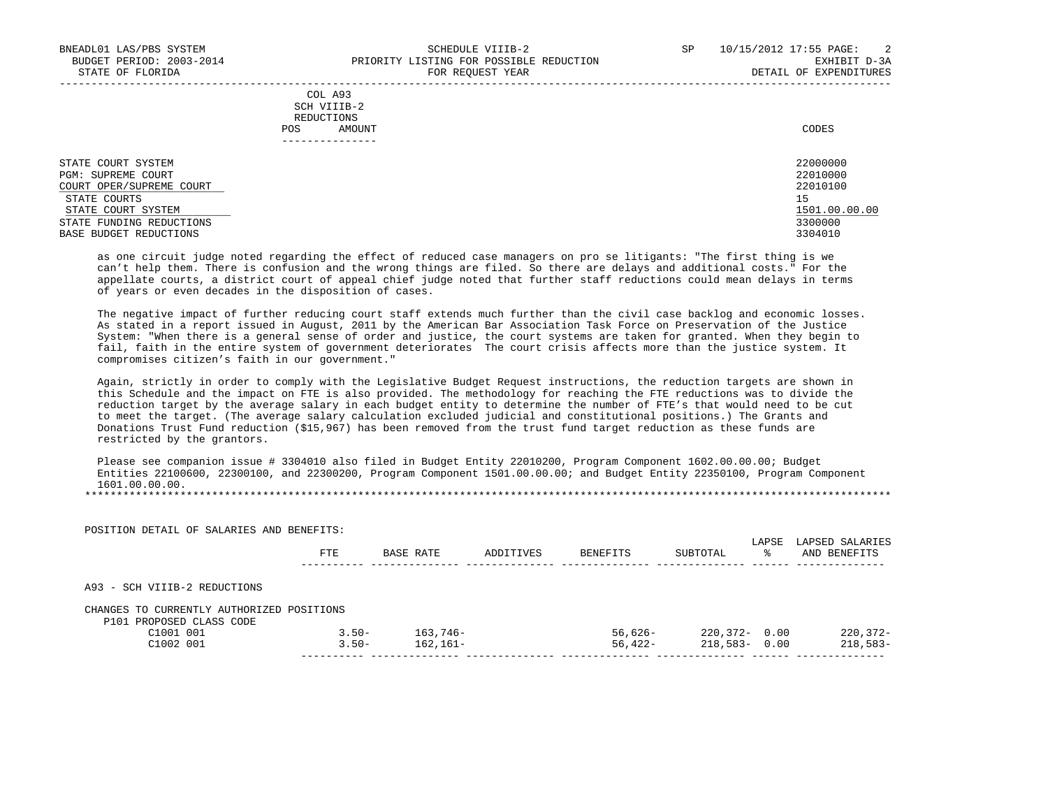| COL A93 SCH VIIIB-2 REDUCTIONS | | |
|---|---|---|
| POS | AMOUNT | CODES |

| | CODES |
|---|---|
| STATE COURT SYSTEM | 22000000 |
| PGM: SUPREME COURT | 22010000 |
| COURT OPER/SUPREME COURT | 22010100 |
| STATE COURTS | 15 |
| STATE COURT SYSTEM | 1501.00.00.00 |
| STATE FUNDING REDUCTIONS | 3300000 |
| BASE BUDGET REDUCTIONS | 3304010 |

as one circuit judge noted regarding the effect of reduced case managers on pro se litigants: "The first thing is we can't help them. There is confusion and the wrong things are filed. So there are delays and additional costs." For the appellate courts, a district court of appeal chief judge noted that further staff reductions could mean delays in terms of years or even decades in the disposition of cases.

The negative impact of further reducing court staff extends much further than the civil case backlog and economic losses. As stated in a report issued in August, 2011 by the American Bar Association Task Force on Preservation of the Justice System: "When there is a general sense of order and justice, the court systems are taken for granted. When they begin to fail, faith in the entire system of government deteriorates The court crisis affects more than the justice system. It compromises citizen's faith in our government."

Again, strictly in order to comply with the Legislative Budget Request instructions, the reduction targets are shown in this Schedule and the impact on FTE is also provided. The methodology for reaching the FTE reductions was to divide the reduction target by the average salary in each budget entity to determine the number of FTE's that would need to be cut to meet the target. (The average salary calculation excluded judicial and constitutional positions.) The Grants and Donations Trust Fund reduction ($15,967) has been removed from the trust fund target reduction as these funds are restricted by the grantors.

Please see companion issue # 3304010 also filed in Budget Entity 22010200, Program Component 1602.00.00.00; Budget Entities 22100600, 22300100, and 22300200, Program Component 1501.00.00.00; and Budget Entity 22350100, Program Component 1601.00.00.00.

*******************************************************************************************************************************

POSITION DETAIL OF SALARIES AND BENEFITS:

| | FTE | BASE RATE | ADDITIVES | BENEFITS | SUBTOTAL | LAPSE % | LAPSED SALARIES AND BENEFITS |
|---|---|---|---|---|---|---|---|
| A93 - SCH VIIIB-2 REDUCTIONS | | | | | | | |
| CHANGES TO CURRENTLY AUTHORIZED POSITIONS | | | | | | | |
| P101 PROPOSED CLASS CODE | | | | | | | |
| C1001 001 | 3.50- | 163,746- | | 56,626- | 220,372- | 0.00 | 220,372- |
| C1002 001 | 3.50- | 162,161- | | 56,422- | 218,583- | 0.00 | 218,583- |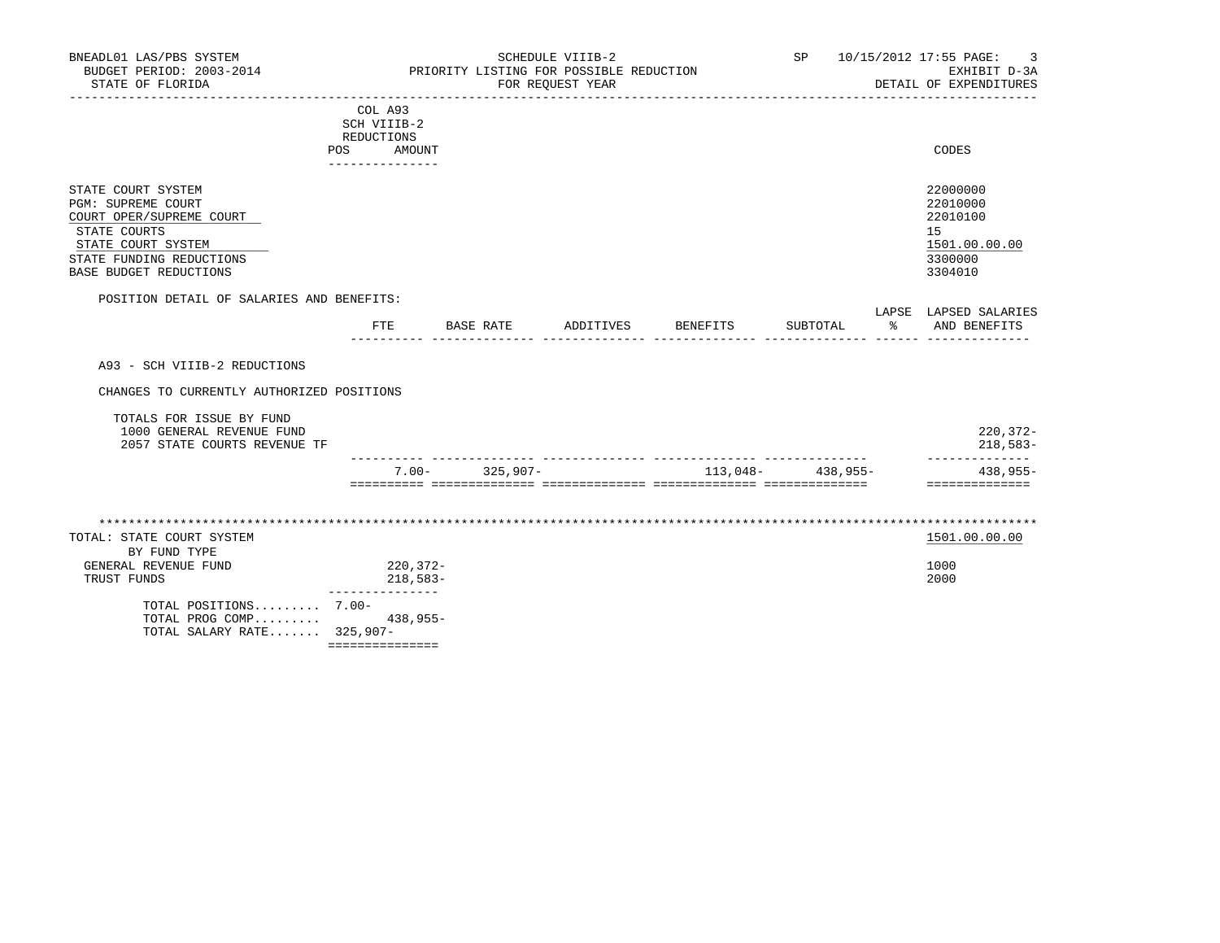BNEADL01 LAS/PBS SYSTEM
BUDGET PERIOD: 2003-2014
STATE OF FLORIDA

SCHEDULE VIIIB-2
PRIORITY LISTING FOR POSSIBLE REDUCTION
FOR REQUEST YEAR

SP 10/15/2012 17:55
EXHIBIT D-3A
DETAIL OF EXPENDITURES

| | COL A93 SCH VIIIB-2 REDUCTIONS POS AMOUNT | CODES |
|---|---|---|
| STATE COURT SYSTEM | | 22000000 |
| PGM: SUPREME COURT | | 22010000 |
| COURT OPER/SUPREME COURT | | 22010100 |
| STATE COURTS | | 15 |
| STATE COURT SYSTEM | | 1501.00.00.00 |
| STATE FUNDING REDUCTIONS | | 3300000 |
| BASE BUDGET REDUCTIONS | | 3304010 |

POSITION DETAIL OF SALARIES AND BENEFITS:

| | FTE | BASE RATE | ADDITIVES | BENEFITS | SUBTOTAL | LAPSE % | LAPSED SALARIES AND BENEFITS |
|---|---|---|---|---|---|---|---|
| A93 - SCH VIIIB-2 REDUCTIONS | | | | | | | |
| CHANGES TO CURRENTLY AUTHORIZED POSITIONS | | | | | | | |
| TOTALS FOR ISSUE BY FUND | | | | | | | |
| 1000 GENERAL REVENUE FUND | | | | | | | 220,372- |
| 2057 STATE COURTS REVENUE TF | | | | | | | 218,583- |
| | 7.00- | 325,907- | | 113,048- | 438,955- | | 438,955- |

***************************************************************************************************************

| TOTAL: STATE COURT SYSTEM | | 1501.00.00.00 |
|---|---|---|
| BY FUND TYPE | | |
| GENERAL REVENUE FUND | 220,372- | 1000 |
| TRUST FUNDS | 218,583- | 2000 |
| TOTAL POSITIONS......... | 7.00- | |
| TOTAL PROG COMP......... | 438,955- | |
| TOTAL SALARY RATE....... | 325,907- | |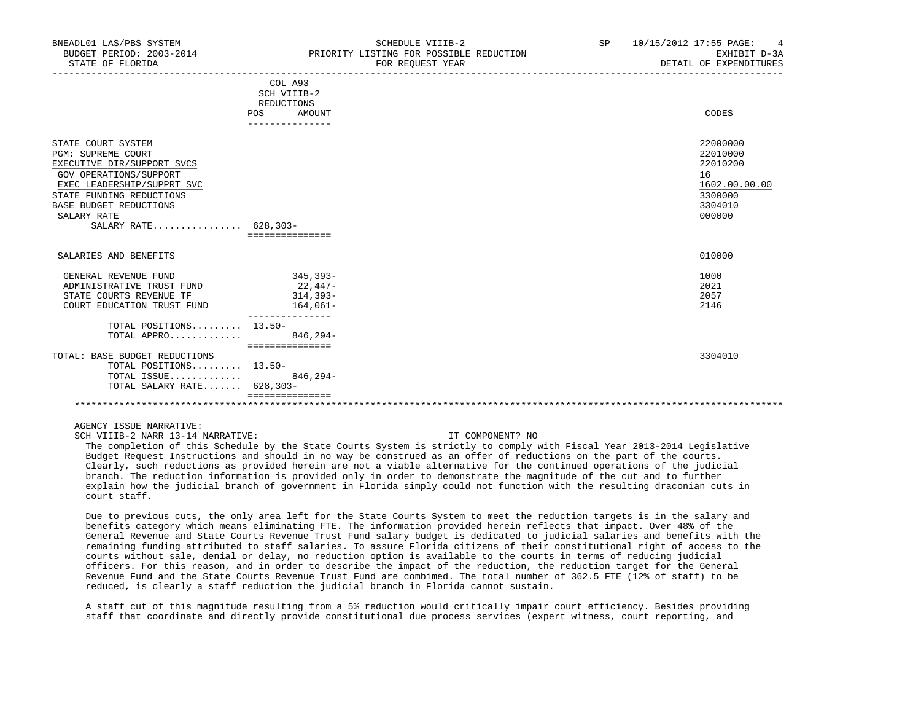BNEADL01 LAS/PBS SYSTEM
BUDGET PERIOD: 2003-2014
STATE OF FLORIDA

SCHEDULE VIIIB-2
PRIORITY LISTING FOR POSSIBLE REDUCTION
FOR REQUEST YEAR

SP 10/15/2012 17:55 PAGE: 4
EXHIBIT D-3A
DETAIL OF EXPENDITURES

| | COL A93 SCH VIIIB-2 REDUCTIONS POS | AMOUNT | CODES |
|---|---|---|---|
| STATE COURT SYSTEM | | | 22000000 |
| PGM: SUPREME COURT | | | 22010000 |
| EXECUTIVE DIR/SUPPORT SVCS | | | 22010200 |
| GOV OPERATIONS/SUPPORT | | | 16 |
| EXEC LEADERSHIP/SUPPRT SVC | | | 1602.00.00.00 |
| STATE FUNDING REDUCTIONS | | | 3300000 |
| BASE BUDGET REDUCTIONS | | | 3304010 |
| SALARY RATE | | | 000000 |
| SALARY RATE................ | 628,303- | | |
| SALARIES AND BENEFITS | | | 010000 |
| GENERAL REVENUE FUND | | 345,393- | 1000 |
| ADMINISTRATIVE TRUST FUND | | 22,447- | 2021 |
| STATE COURTS REVENUE TF | | 314,393- | 2057 |
| COURT EDUCATION TRUST FUND | | 164,061- | 2146 |
| TOTAL POSITIONS......... | 13.50- | | |
| TOTAL APPRO............ | | 846,294- | |
| TOTAL: BASE BUDGET REDUCTIONS | | | 3304010 |
| TOTAL POSITIONS......... | 13.50- | | |
| TOTAL ISSUE............ | | 846,294- | |
| TOTAL SALARY RATE....... | 628,303- | | |

AGENCY ISSUE NARRATIVE:

SCH VIIIB-2 NARR 13-14 NARRATIVE: IT COMPONENT? NO

The completion of this Schedule by the State Courts System is strictly to comply with Fiscal Year 2013-2014 Legislative Budget Request Instructions and should in no way be construed as an offer of reductions on the part of the courts. Clearly, such reductions as provided herein are not a viable alternative for the continued operations of the judicial branch. The reduction information is provided only in order to demonstrate the magnitude of the cut and to further explain how the judicial branch of government in Florida simply could not function with the resulting draconian cuts in court staff.

Due to previous cuts, the only area left for the State Courts System to meet the reduction targets is in the salary and benefits category which means eliminating FTE. The information provided herein reflects that impact. Over 48% of the General Revenue and State Courts Revenue Trust Fund salary budget is dedicated to judicial salaries and benefits with the remaining funding attributed to staff salaries. To assure Florida citizens of their constitutional right of access to the courts without sale, denial or delay, no reduction option is available to the courts in terms of reducing judicial officers. For this reason, and in order to describe the impact of the reduction, the reduction target for the General Revenue Fund and the State Courts Revenue Trust Fund are combimed. The total number of 362.5 FTE (12% of staff) to be reduced, is clearly a staff reduction the judicial branch in Florida cannot sustain.

A staff cut of this magnitude resulting from a 5% reduction would critically impair court efficiency. Besides providing staff that coordinate and directly provide constitutional due process services (expert witness, court reporting, and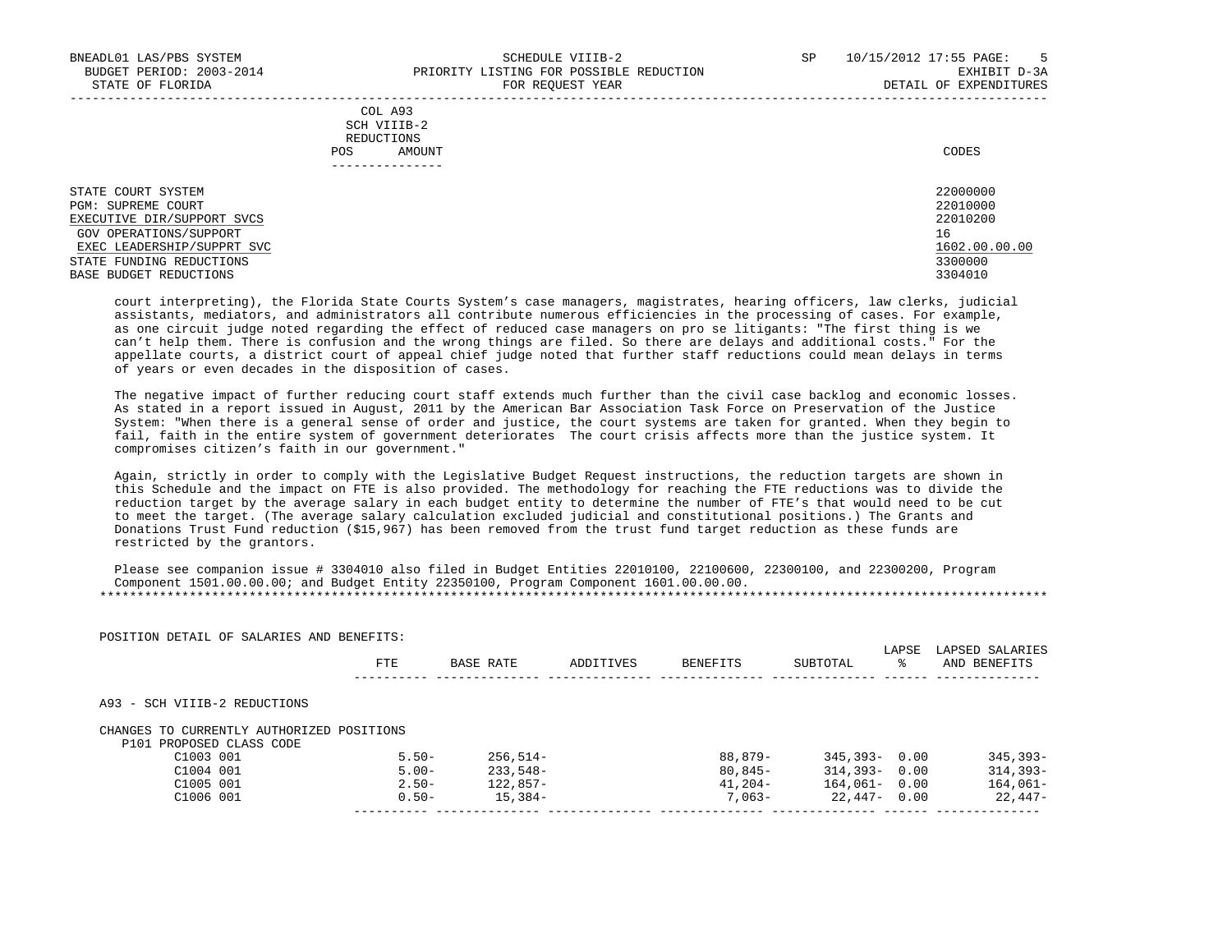| COL A93 SCH VIIIB-2 REDUCTIONS | | |
|---|---|---|
| POS | AMOUNT | CODES |

| | CODES |
|---|---|
| STATE COURT SYSTEM | 22000000 |
| PGM: SUPREME COURT | 22010000 |
| EXECUTIVE DIR/SUPPORT SVCS | 22010200 |
| GOV OPERATIONS/SUPPORT | 16 |
| EXEC LEADERSHIP/SUPPRT SVC | 1602.00.00.00 |
| STATE FUNDING REDUCTIONS | 3300000 |
| BASE BUDGET REDUCTIONS | 3304010 |

court interpreting), the Florida State Courts System's case managers, magistrates, hearing officers, law clerks, judicial assistants, mediators, and administrators all contribute numerous efficiencies in the processing of cases. For example, as one circuit judge noted regarding the effect of reduced case managers on pro se litigants: "The first thing is we can't help them. There is confusion and the wrong things are filed. So there are delays and additional costs." For the appellate courts, a district court of appeal chief judge noted that further staff reductions could mean delays in terms of years or even decades in the disposition of cases.

The negative impact of further reducing court staff extends much further than the civil case backlog and economic losses. As stated in a report issued in August, 2011 by the American Bar Association Task Force on Preservation of the Justice System: "When there is a general sense of order and justice, the court systems are taken for granted. When they begin to fail, faith in the entire system of government deteriorates The court crisis affects more than the justice system. It compromises citizen's faith in our government."

Again, strictly in order to comply with the Legislative Budget Request instructions, the reduction targets are shown in this Schedule and the impact on FTE is also provided. The methodology for reaching the FTE reductions was to divide the reduction target by the average salary in each budget entity to determine the number of FTE's that would need to be cut to meet the target. (The average salary calculation excluded judicial and constitutional positions.) The Grants and Donations Trust Fund reduction ($15,967) has been removed from the trust fund target reduction as these funds are restricted by the grantors.

Please see companion issue # 3304010 also filed in Budget Entities 22010100, 22100600, 22300100, and 22300200, Program Component 1501.00.00.00; and Budget Entity 22350100, Program Component 1601.00.00.00.

*******************************************************************************************************************

POSITION DETAIL OF SALARIES AND BENEFITS:

| | FTE | BASE RATE | ADDITIVES | BENEFITS | SUBTOTAL | LAPSE % | LAPSED SALARIES AND BENEFITS |
|---|---|---|---|---|---|---|---|
| A93 - SCH VIIIB-2 REDUCTIONS | | | | | | | |
| CHANGES TO CURRENTLY AUTHORIZED POSITIONS | | | | | | | |
| P101 PROPOSED CLASS CODE | | | | | | | |
| C1003 001 | 5.50- | 256,514- | | 88,879- | 345,393- | 0.00 | 345,393- |
| C1004 001 | 5.00- | 233,548- | | 80,845- | 314,393- | 0.00 | 314,393- |
| C1005 001 | 2.50- | 122,857- | | 41,204- | 164,061- | 0.00 | 164,061- |
| C1006 001 | 0.50- | 15,384- | | 7,063- | 22,447- | 0.00 | 22,447- |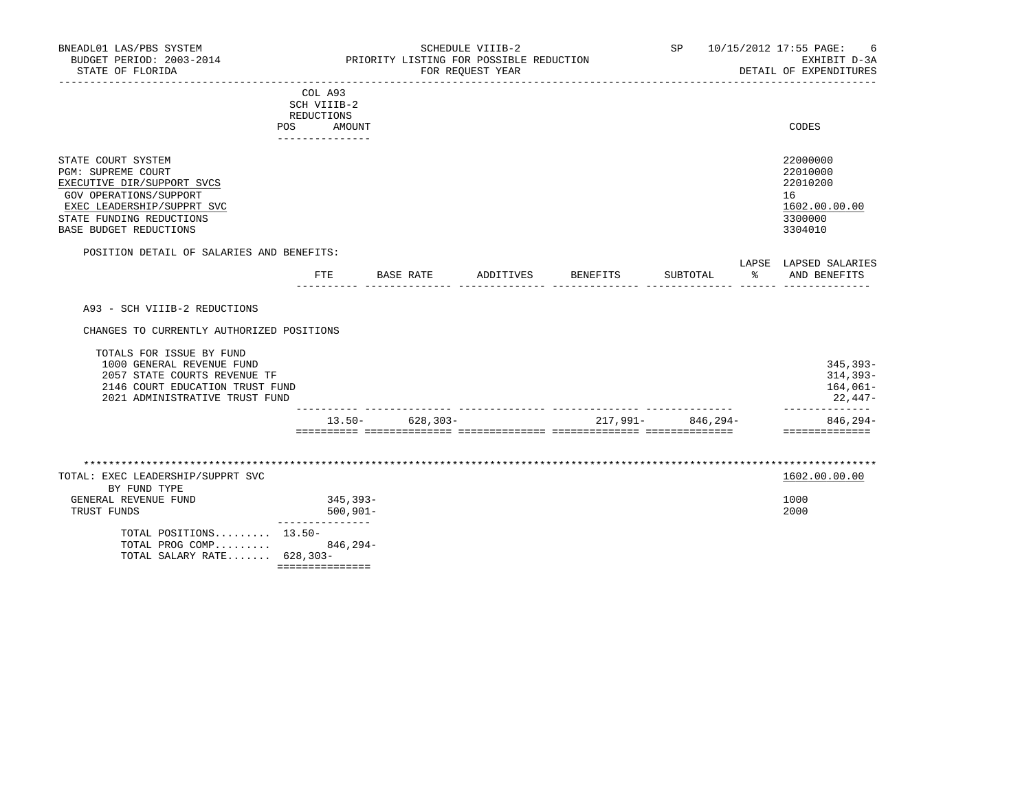BNEADL01 LAS/PBS SYSTEM — SCHEDULE VIIIB-2 — SP 10/15/2012 17:55

BUDGET PERIOD: 2003-2014 — PRIORITY LISTING FOR POSSIBLE REDUCTION — EXHIBIT D-3A

STATE OF FLORIDA — FOR REQUEST YEAR — DETAIL OF EXPENDITURES

| | COL A93 SCH VIIIB-2 REDUCTIONS POS AMOUNT | CODES |
|---|---|---|
| STATE COURT SYSTEM | | 22000000 |
| PGM: SUPREME COURT | | 22010000 |
| EXECUTIVE DIR/SUPPORT SVCS | | 22010200 |
| GOV OPERATIONS/SUPPORT | | 16 |
| EXEC LEADERSHIP/SUPPRT SVC | | 1602.00.00.00 |
| STATE FUNDING REDUCTIONS | | 3300000 |
| BASE BUDGET REDUCTIONS | | 3304010 |

POSITION DETAIL OF SALARIES AND BENEFITS:

| | FTE | BASE RATE | ADDITIVES | BENEFITS | SUBTOTAL | LAPSE % | LAPSED SALARIES AND BENEFITS |
|---|---|---|---|---|---|---|---|
| A93 - SCH VIIIB-2 REDUCTIONS | | | | | | | |
| CHANGES TO CURRENTLY AUTHORIZED POSITIONS | | | | | | | |
| TOTALS FOR ISSUE BY FUND | | | | | | | |
| 1000 GENERAL REVENUE FUND | | | | | | | 345,393- |
| 2057 STATE COURTS REVENUE TF | | | | | | | 314,393- |
| 2146 COURT EDUCATION TRUST FUND | | | | | | | 164,061- |
| 2021 ADMINISTRATIVE TRUST FUND | | | | | | | 22,447- |
| | 13.50- | 628,303- | | 217,991- | 846,294- | | 846,294- |

TOTAL: EXEC LEADERSHIP/SUPPRT SVC — 1602.00.00.00

| BY FUND TYPE | | |
|---|---|---|
| GENERAL REVENUE FUND | 345,393- | 1000 |
| TRUST FUNDS | 500,901- | 2000 |
| TOTAL POSITIONS......... | 13.50- | |
| TOTAL PROG COMP......... | 846,294- | |
| TOTAL SALARY RATE....... | 628,303- | |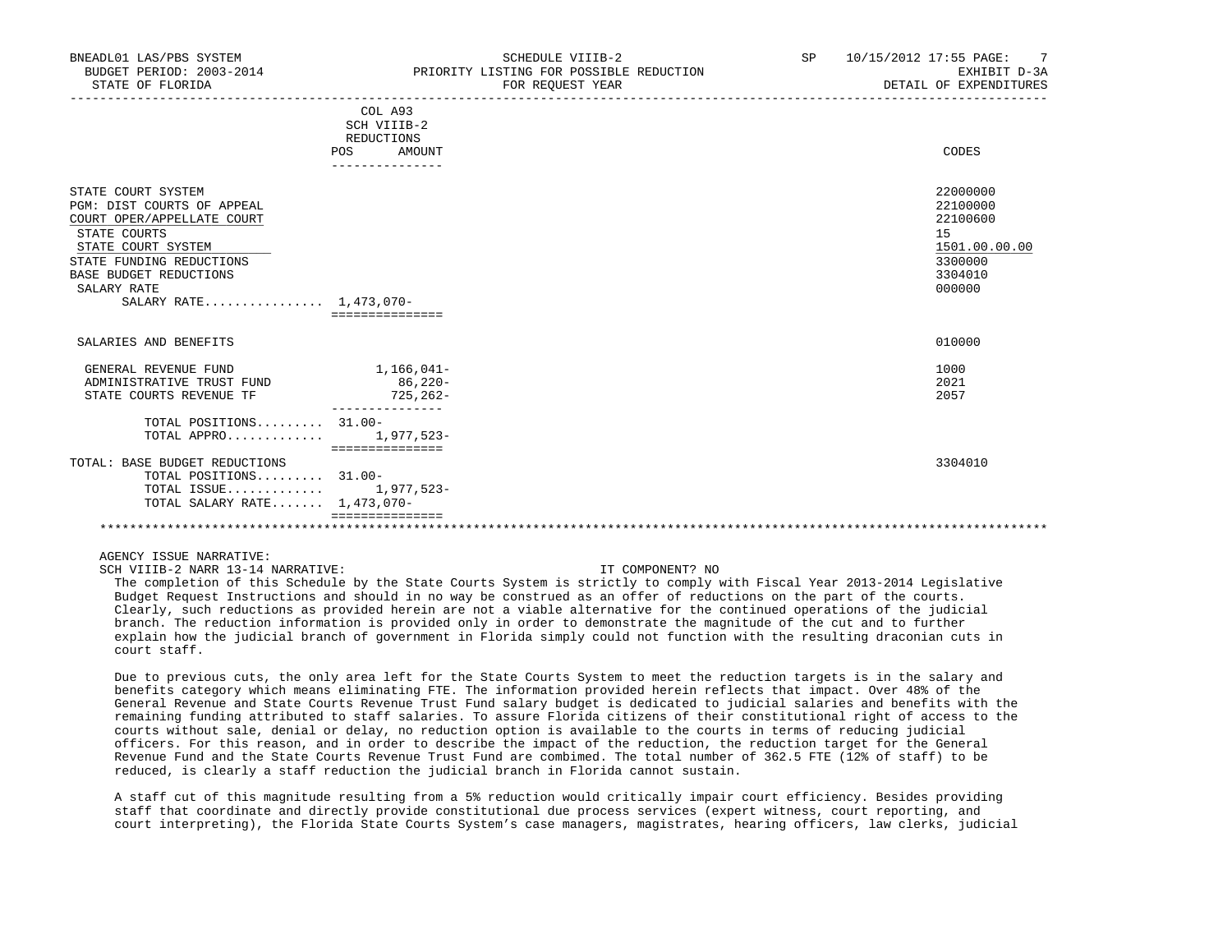BNEADL01 LAS/PBS SYSTEM — SCHEDULE VIIIB-2 — SP 10/15/2012 17:55
BUDGET PERIOD: 2003-2014 — PRIORITY LISTING FOR POSSIBLE REDUCTION — EXHIBIT D-3A
STATE OF FLORIDA — FOR REQUEST YEAR — DETAIL OF EXPENDITURES

| | COL A93 SCH VIIIB-2 REDUCTIONS POS | AMOUNT | CODES |
|---|---|---|---|
| STATE COURT SYSTEM | | | 22000000 |
| PGM: DIST COURTS OF APPEAL | | | 22100000 |
| COURT OPER/APPELLATE COURT | | | 22100600 |
| STATE COURTS | | | 15 |
| STATE COURT SYSTEM | | | 1501.00.00.00 |
| STATE FUNDING REDUCTIONS | | | 3300000 |
| BASE BUDGET REDUCTIONS | | | 3304010 |
| SALARY RATE | | | 000000 |
| SALARY RATE................ | 1,473,070- | | |
| SALARIES AND BENEFITS | | | 010000 |
| GENERAL REVENUE FUND | | 1,166,041- | 1000 |
| ADMINISTRATIVE TRUST FUND | | 86,220- | 2021 |
| STATE COURTS REVENUE TF | | 725,262- | 2057 |
| TOTAL POSITIONS......... | 31.00- | | |
| TOTAL APPRO............. | | 1,977,523- | |
| TOTAL: BASE BUDGET REDUCTIONS | | | 3304010 |
| TOTAL POSITIONS......... | 31.00- | | |
| TOTAL ISSUE............. | | 1,977,523- | |
| TOTAL SALARY RATE....... | 1,473,070- | | |

AGENCY ISSUE NARRATIVE:

SCH VIIIB-2 NARR 13-14 NARRATIVE: IT COMPONENT? NO

The completion of this Schedule by the State Courts System is strictly to comply with Fiscal Year 2013-2014 Legislative Budget Request Instructions and should in no way be construed as an offer of reductions on the part of the courts. Clearly, such reductions as provided herein are not a viable alternative for the continued operations of the judicial branch. The reduction information is provided only in order to demonstrate the magnitude of the cut and to further explain how the judicial branch of government in Florida simply could not function with the resulting draconian cuts in court staff.

Due to previous cuts, the only area left for the State Courts System to meet the reduction targets is in the salary and benefits category which means eliminating FTE. The information provided herein reflects that impact. Over 48% of the General Revenue and State Courts Revenue Trust Fund salary budget is dedicated to judicial salaries and benefits with the remaining funding attributed to staff salaries. To assure Florida citizens of their constitutional right of access to the courts without sale, denial or delay, no reduction option is available to the courts in terms of reducing judicial officers. For this reason, and in order to describe the impact of the reduction, the reduction target for the General Revenue Fund and the State Courts Revenue Trust Fund are combimed. The total number of 362.5 FTE (12% of staff) to be reduced, is clearly a staff reduction the judicial branch in Florida cannot sustain.

A staff cut of this magnitude resulting from a 5% reduction would critically impair court efficiency. Besides providing staff that coordinate and directly provide constitutional due process services (expert witness, court reporting, and court interpreting), the Florida State Courts System's case managers, magistrates, hearing officers, law clerks, judicial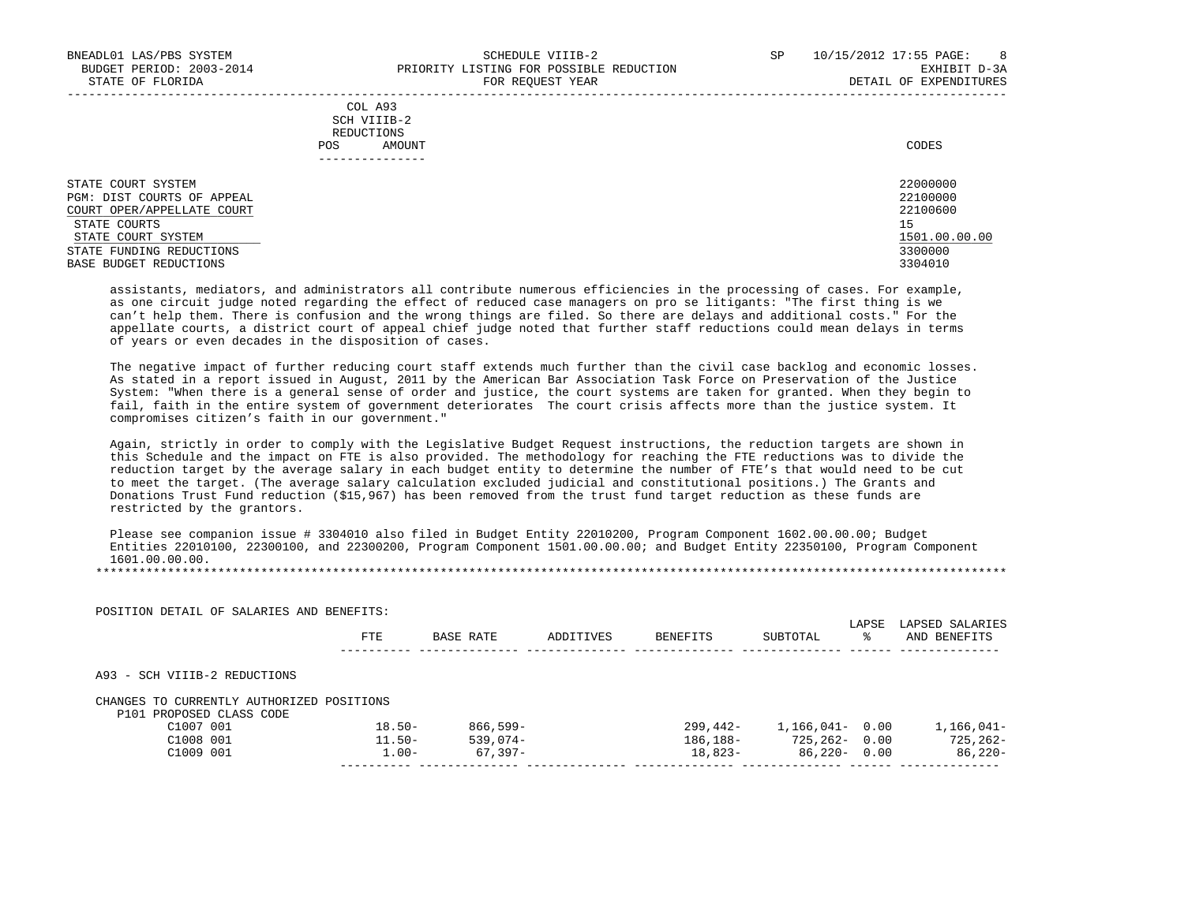| COL A93 SCH VIIIB-2 REDUCTIONS | |
|---|---|
| POS AMOUNT | CODES |

| | |
|---|---|
| STATE COURT SYSTEM | 22000000 |
| PGM: DIST COURTS OF APPEAL | 22100000 |
| COURT OPER/APPELLATE COURT | 22100600 |
| STATE COURTS | 15 |
| STATE COURT SYSTEM | 1501.00.00.00 |
| STATE FUNDING REDUCTIONS | 3300000 |
| BASE BUDGET REDUCTIONS | 3304010 |

assistants, mediators, and administrators all contribute numerous efficiencies in the processing of cases. For example, as one circuit judge noted regarding the effect of reduced case managers on pro se litigants: "The first thing is we can't help them. There is confusion and the wrong things are filed. So there are delays and additional costs." For the appellate courts, a district court of appeal chief judge noted that further staff reductions could mean delays in terms of years or even decades in the disposition of cases.

The negative impact of further reducing court staff extends much further than the civil case backlog and economic losses. As stated in a report issued in August, 2011 by the American Bar Association Task Force on Preservation of the Justice System: "When there is a general sense of order and justice, the court systems are taken for granted. When they begin to fail, faith in the entire system of government deteriorates The court crisis affects more than the justice system. It compromises citizen's faith in our government."

Again, strictly in order to comply with the Legislative Budget Request instructions, the reduction targets are shown in this Schedule and the impact on FTE is also provided. The methodology for reaching the FTE reductions was to divide the reduction target by the average salary in each budget entity to determine the number of FTE's that would need to be cut to meet the target. (The average salary calculation excluded judicial and constitutional positions.) The Grants and Donations Trust Fund reduction ($15,967) has been removed from the trust fund target reduction as these funds are restricted by the grantors.

Please see companion issue # 3304010 also filed in Budget Entity 22010200, Program Component 1602.00.00.00; Budget Entities 22010100, 22300100, and 22300200, Program Component 1501.00.00.00; and Budget Entity 22350100, Program Component 1601.00.00.00.

*******************************************************************************************************************************

POSITION DETAIL OF SALARIES AND BENEFITS:

| | FTE | BASE RATE | ADDITIVES | BENEFITS | SUBTOTAL | LAPSE % | LAPSED SALARIES AND BENEFITS |
|---|---|---|---|---|---|---|---|
| A93 - SCH VIIIB-2 REDUCTIONS | | | | | | | |
| CHANGES TO CURRENTLY AUTHORIZED POSITIONS | | | | | | | |
| P101 PROPOSED CLASS CODE | | | | | | | |
| C1007 001 | 18.50- | 866,599- | | 299,442- | 1,166,041- | 0.00 | 1,166,041- |
| C1008 001 | 11.50- | 539,074- | | 186,188- | 725,262- | 0.00 | 725,262- |
| C1009 001 | 1.00- | 67,397- | | 18,823- | 86,220- | 0.00 | 86,220- |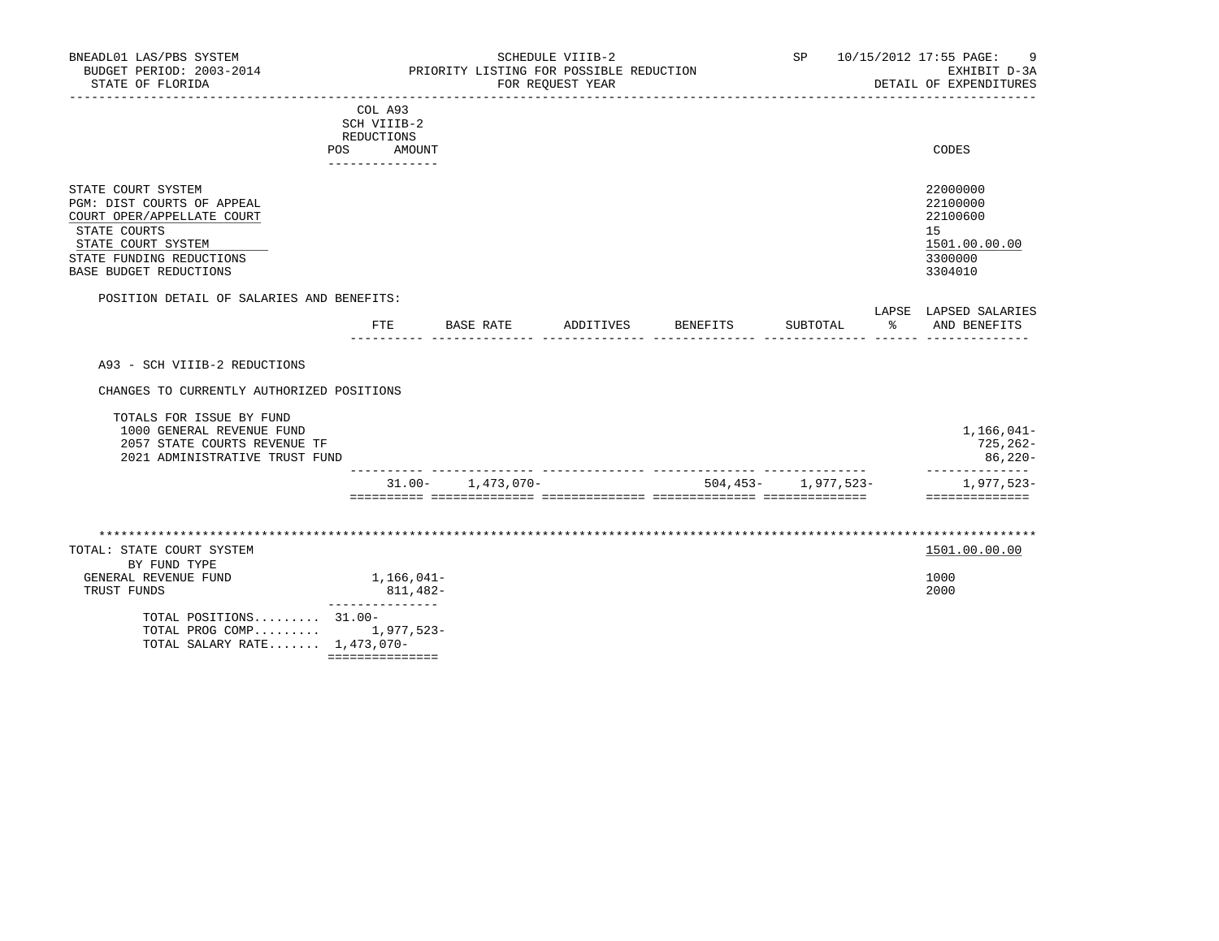BNEADL01 LAS/PBS SYSTEM — SCHEDULE VIIIB-2 — SP 10/15/2012 17:55

BUDGET PERIOD: 2003-2014 — PRIORITY LISTING FOR POSSIBLE REDUCTION — EXHIBIT D-3A

STATE OF FLORIDA — FOR REQUEST YEAR — DETAIL OF EXPENDITURES

| | COL A93 SCH VIIIB-2 REDUCTIONS POS AMOUNT | CODES |
|---|---|---|
| STATE COURT SYSTEM | | 22000000 |
| PGM: DIST COURTS OF APPEAL | | 22100000 |
| COURT OPER/APPELLATE COURT | | 22100600 |
| STATE COURTS | | 15 |
| STATE COURT SYSTEM | | 1501.00.00.00 |
| STATE FUNDING REDUCTIONS | | 3300000 |
| BASE BUDGET REDUCTIONS | | 3304010 |

POSITION DETAIL OF SALARIES AND BENEFITS:

| | FTE | BASE RATE | ADDITIVES | BENEFITS | SUBTOTAL | LAPSE % | LAPSED SALARIES AND BENEFITS |
|---|---|---|---|---|---|---|---|
| A93 - SCH VIIIB-2 REDUCTIONS | | | | | | | |
| CHANGES TO CURRENTLY AUTHORIZED POSITIONS | | | | | | | |
| TOTALS FOR ISSUE BY FUND | | | | | | | |
| 1000 GENERAL REVENUE FUND | | | | | | | 1,166,041- |
| 2057 STATE COURTS REVENUE TF | | | | | | | 725,262- |
| 2021 ADMINISTRATIVE TRUST FUND | | | | | | | 86,220- |
| | 31.00- | 1,473,070- | | 504,453- | 1,977,523- | | 1,977,523- |

| TOTAL: STATE COURT SYSTEM | | 1501.00.00.00 |
|---|---|---|
| BY FUND TYPE | | |
| GENERAL REVENUE FUND | 1,166,041- | 1000 |
| TRUST FUNDS | 811,482- | 2000 |
| TOTAL POSITIONS......... | 31.00- | |
| TOTAL PROG COMP......... | 1,977,523- | |
| TOTAL SALARY RATE....... | 1,473,070- | |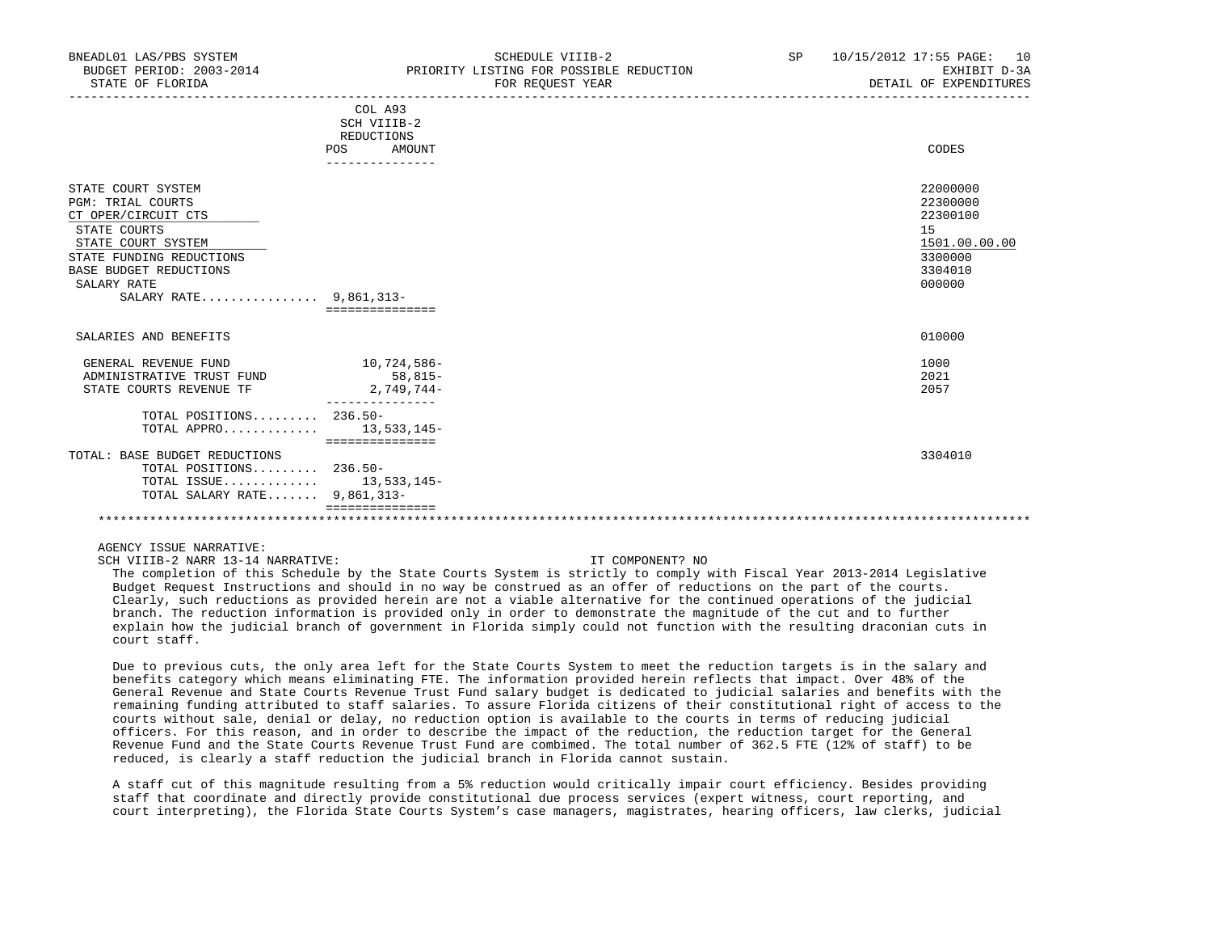BNEADL01 LAS/PBS SYSTEM
BUDGET PERIOD: 2003-2014
STATE OF FLORIDA

SCHEDULE VIIIB-2
PRIORITY LISTING FOR POSSIBLE REDUCTION
FOR REQUEST YEAR

SP 10/15/2012 17:55
EXHIBIT D-3A
DETAIL OF EXPENDITURES

| | COL A93 SCH VIIIB-2 REDUCTIONS POS AMOUNT | CODES |
|---|---|---|
| STATE COURT SYSTEM | | 22000000 |
| PGM: TRIAL COURTS | | 22300000 |
| CT OPER/CIRCUIT CTS | | 22300100 |
| STATE COURTS | | 15 |
| STATE COURT SYSTEM | | 1501.00.00.00 |
| STATE FUNDING REDUCTIONS | | 3300000 |
| BASE BUDGET REDUCTIONS | | 3304010 |
| SALARY RATE | | 000000 |
| SALARY RATE................ | 9,861,313- | |
| SALARIES AND BENEFITS | | 010000 |
| GENERAL REVENUE FUND | 10,724,586- | 1000 |
| ADMINISTRATIVE TRUST FUND | 58,815- | 2021 |
| STATE COURTS REVENUE TF | 2,749,744- | 2057 |
| TOTAL POSITIONS......... | 236.50- | |
| TOTAL APPRO............. | 13,533,145- | |
| TOTAL: BASE BUDGET REDUCTIONS | | 3304010 |
| TOTAL POSITIONS......... | 236.50- | |
| TOTAL ISSUE............. | 13,533,145- | |
| TOTAL SALARY RATE....... | 9,861,313- | |

AGENCY ISSUE NARRATIVE:

SCH VIIIB-2 NARR 13-14 NARRATIVE: IT COMPONENT? NO

The completion of this Schedule by the State Courts System is strictly to comply with Fiscal Year 2013-2014 Legislative Budget Request Instructions and should in no way be construed as an offer of reductions on the part of the courts. Clearly, such reductions as provided herein are not a viable alternative for the continued operations of the judicial branch. The reduction information is provided only in order to demonstrate the magnitude of the cut and to further explain how the judicial branch of government in Florida simply could not function with the resulting draconian cuts in court staff.

Due to previous cuts, the only area left for the State Courts System to meet the reduction targets is in the salary and benefits category which means eliminating FTE. The information provided herein reflects that impact. Over 48% of the General Revenue and State Courts Revenue Trust Fund salary budget is dedicated to judicial salaries and benefits with the remaining funding attributed to staff salaries. To assure Florida citizens of their constitutional right of access to the courts without sale, denial or delay, no reduction option is available to the courts in terms of reducing judicial officers. For this reason, and in order to describe the impact of the reduction, the reduction target for the General Revenue Fund and the State Courts Revenue Trust Fund are combimed. The total number of 362.5 FTE (12% of staff) to be reduced, is clearly a staff reduction the judicial branch in Florida cannot sustain.

A staff cut of this magnitude resulting from a 5% reduction would critically impair court efficiency. Besides providing staff that coordinate and directly provide constitutional due process services (expert witness, court reporting, and court interpreting), the Florida State Courts System's case managers, magistrates, hearing officers, law clerks, judicial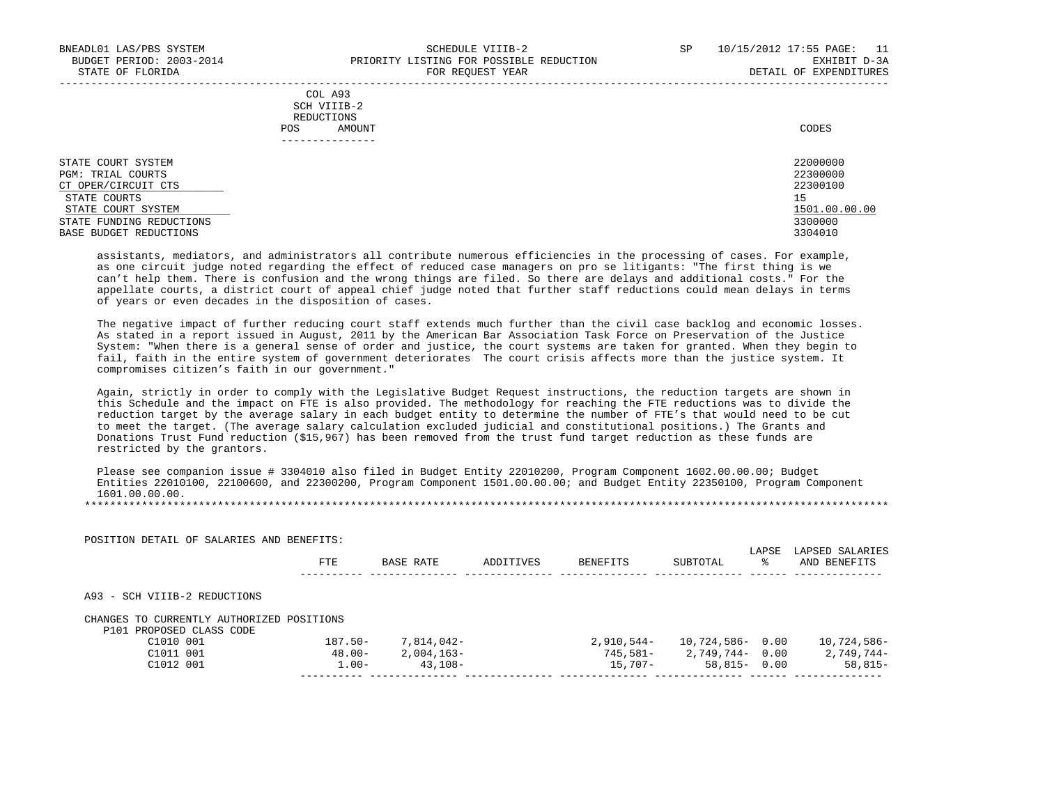| COL A93 SCH VIIIB-2 REDUCTIONS | | |
|---|---|---|
| POS | AMOUNT | CODES |

| | CODES |
|---|---|
| STATE COURT SYSTEM | 22000000 |
| PGM: TRIAL COURTS | 22300000 |
| CT OPER/CIRCUIT CTS | 22300100 |
| STATE COURTS | 15 |
| STATE COURT SYSTEM | 1501.00.00.00 |
| STATE FUNDING REDUCTIONS | 3300000 |
| BASE BUDGET REDUCTIONS | 3304010 |

assistants, mediators, and administrators all contribute numerous efficiencies in the processing of cases. For example, as one circuit judge noted regarding the effect of reduced case managers on pro se litigants: "The first thing is we can't help them. There is confusion and the wrong things are filed. So there are delays and additional costs." For the appellate courts, a district court of appeal chief judge noted that further staff reductions could mean delays in terms of years or even decades in the disposition of cases.

The negative impact of further reducing court staff extends much further than the civil case backlog and economic losses. As stated in a report issued in August, 2011 by the American Bar Association Task Force on Preservation of the Justice System: "When there is a general sense of order and justice, the court systems are taken for granted. When they begin to fail, faith in the entire system of government deteriorates The court crisis affects more than the justice system. It compromises citizen's faith in our government."

Again, strictly in order to comply with the Legislative Budget Request instructions, the reduction targets are shown in this Schedule and the impact on FTE is also provided. The methodology for reaching the FTE reductions was to divide the reduction target by the average salary in each budget entity to determine the number of FTE's that would need to be cut to meet the target. (The average salary calculation excluded judicial and constitutional positions.) The Grants and Donations Trust Fund reduction ($15,967) has been removed from the trust fund target reduction as these funds are restricted by the grantors.

Please see companion issue # 3304010 also filed in Budget Entity 22010200, Program Component 1602.00.00.00; Budget Entities 22010100, 22100600, and 22300200, Program Component 1501.00.00.00; and Budget Entity 22350100, Program Component 1601.00.00.00.

*******************************************************************************************************************************

POSITION DETAIL OF SALARIES AND BENEFITS:

| | FTE | BASE RATE | ADDITIVES | BENEFITS | SUBTOTAL | LAPSE % | LAPSED SALARIES AND BENEFITS |
|---|---|---|---|---|---|---|---|
| A93 - SCH VIIIB-2 REDUCTIONS | | | | | | | |
| CHANGES TO CURRENTLY AUTHORIZED POSITIONS | | | | | | | |
| P101 PROPOSED CLASS CODE | | | | | | | |
| C1010 001 | 187.50- | 7,814,042- | | 2,910,544- | 10,724,586- | 0.00 | 10,724,586- |
| C1011 001 | 48.00- | 2,004,163- | | 745,581- | 2,749,744- | 0.00 | 2,749,744- |
| C1012 001 | 1.00- | 43,108- | | 15,707- | 58,815- | 0.00 | 58,815- |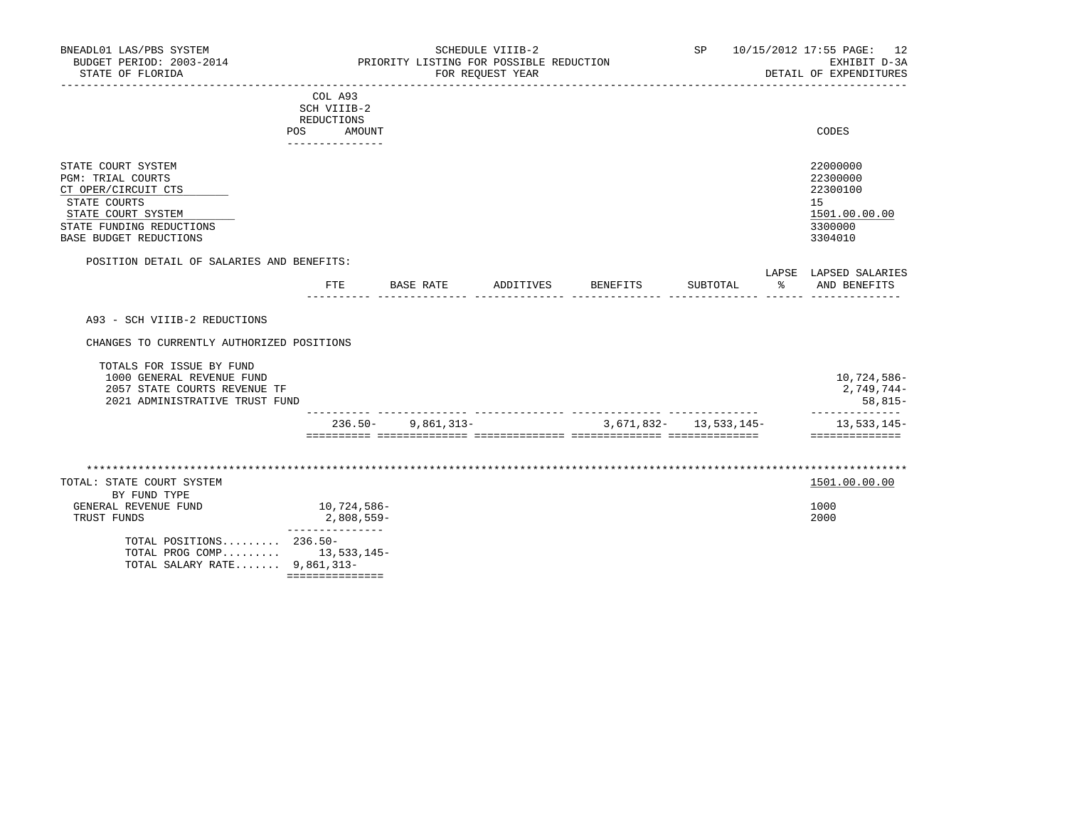BNEADL01 LAS/PBS SYSTEM
BUDGET PERIOD: 2003-2014
STATE OF FLORIDA

SCHEDULE VIIIB-2
PRIORITY LISTING FOR POSSIBLE REDUCTION
FOR REQUEST YEAR

SP 10/15/2012 17:55 PAGE: 12
EXHIBIT D-3A
DETAIL OF EXPENDITURES

| | COL A93 SCH VIIIB-2 REDUCTIONS POS AMOUNT | CODES |
|---|---|---|
| STATE COURT SYSTEM | | 22000000 |
| PGM: TRIAL COURTS | | 22300000 |
| CT OPER/CIRCUIT CTS | | 22300100 |
| STATE COURTS | | 15 |
| STATE COURT SYSTEM | | 1501.00.00.00 |
| STATE FUNDING REDUCTIONS | | 3300000 |
| BASE BUDGET REDUCTIONS | | 3304010 |

POSITION DETAIL OF SALARIES AND BENEFITS:

| | FTE | BASE RATE | ADDITIVES | BENEFITS | SUBTOTAL | LAPSE % | LAPSED SALARIES AND BENEFITS |
|---|---|---|---|---|---|---|---|
| A93 - SCH VIIIB-2 REDUCTIONS | | | | | | | |
| CHANGES TO CURRENTLY AUTHORIZED POSITIONS | | | | | | | |
| TOTALS FOR ISSUE BY FUND | | | | | | | |
| 1000 GENERAL REVENUE FUND | | | | | | | 10,724,586- |
| 2057 STATE COURTS REVENUE TF | | | | | | | 2,749,744- |
| 2021 ADMINISTRATIVE TRUST FUND | | | | | | | 58,815- |
| | 236.50- | 9,861,313- | | 3,671,832- | 13,533,145- | | 13,533,145- |

| TOTAL: STATE COURT SYSTEM | | 1501.00.00.00 |
|---|---|---|
| BY FUND TYPE | | |
| GENERAL REVENUE FUND | 10,724,586- | 1000 |
| TRUST FUNDS | 2,808,559- | 2000 |
| TOTAL POSITIONS......... | 236.50- | |
| TOTAL PROG COMP......... | 13,533,145- | |
| TOTAL SALARY RATE....... | 9,861,313- | |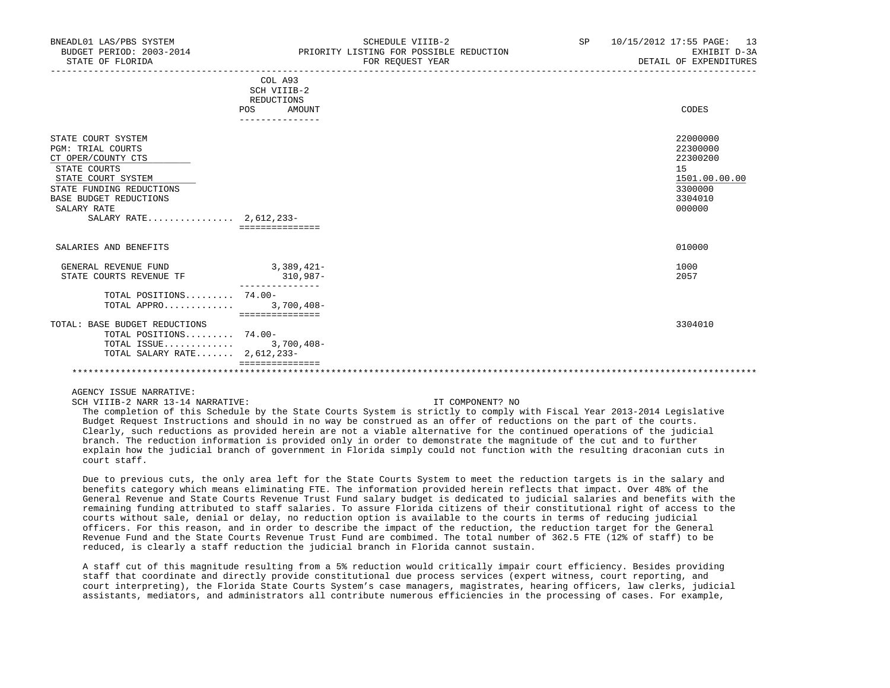| | COL A93 SCH VIIIB-2 REDUCTIONS POS AMOUNT | CODES |
|---|---|---|
| STATE COURT SYSTEM | | 22000000 |
| PGM: TRIAL COURTS | | 22300000 |
| CT OPER/COUNTY CTS | | 22300200 |
| STATE COURTS | | 15 |
| STATE COURT SYSTEM | | 1501.00.00.00 |
| STATE FUNDING REDUCTIONS | | 3300000 |
| BASE BUDGET REDUCTIONS | | 3304010 |
| SALARY RATE | | 000000 |
| SALARY RATE................ | 2,612,233- | |
| SALARIES AND BENEFITS | | 010000 |
| GENERAL REVENUE FUND | 3,389,421- | 1000 |
| STATE COURTS REVENUE TF | 310,987- | 2057 |
| TOTAL POSITIONS......... | 74.00- | |
| TOTAL APPRO............. | 3,700,408- | |
| TOTAL: BASE BUDGET REDUCTIONS | | 3304010 |
| TOTAL POSITIONS......... | 74.00- | |
| TOTAL ISSUE............. | 3,700,408- | |
| TOTAL SALARY RATE....... | 2,612,233- | |

AGENCY ISSUE NARRATIVE:

SCH VIIIB-2 NARR 13-14 NARRATIVE: IT COMPONENT? NO

The completion of this Schedule by the State Courts System is strictly to comply with Fiscal Year 2013-2014 Legislative Budget Request Instructions and should in no way be construed as an offer of reductions on the part of the courts. Clearly, such reductions as provided herein are not a viable alternative for the continued operations of the judicial branch. The reduction information is provided only in order to demonstrate the magnitude of the cut and to further explain how the judicial branch of government in Florida simply could not function with the resulting draconian cuts in court staff.

Due to previous cuts, the only area left for the State Courts System to meet the reduction targets is in the salary and benefits category which means eliminating FTE. The information provided herein reflects that impact. Over 48% of the General Revenue and State Courts Revenue Trust Fund salary budget is dedicated to judicial salaries and benefits with the remaining funding attributed to staff salaries. To assure Florida citizens of their constitutional right of access to the courts without sale, denial or delay, no reduction option is available to the courts in terms of reducing judicial officers. For this reason, and in order to describe the impact of the reduction, the reduction target for the General Revenue Fund and the State Courts Revenue Trust Fund are combimed. The total number of 362.5 FTE (12% of staff) to be reduced, is clearly a staff reduction the judicial branch in Florida cannot sustain.

A staff cut of this magnitude resulting from a 5% reduction would critically impair court efficiency. Besides providing staff that coordinate and directly provide constitutional due process services (expert witness, court reporting, and court interpreting), the Florida State Courts System's case managers, magistrates, hearing officers, law clerks, judicial assistants, mediators, and administrators all contribute numerous efficiencies in the processing of cases. For example,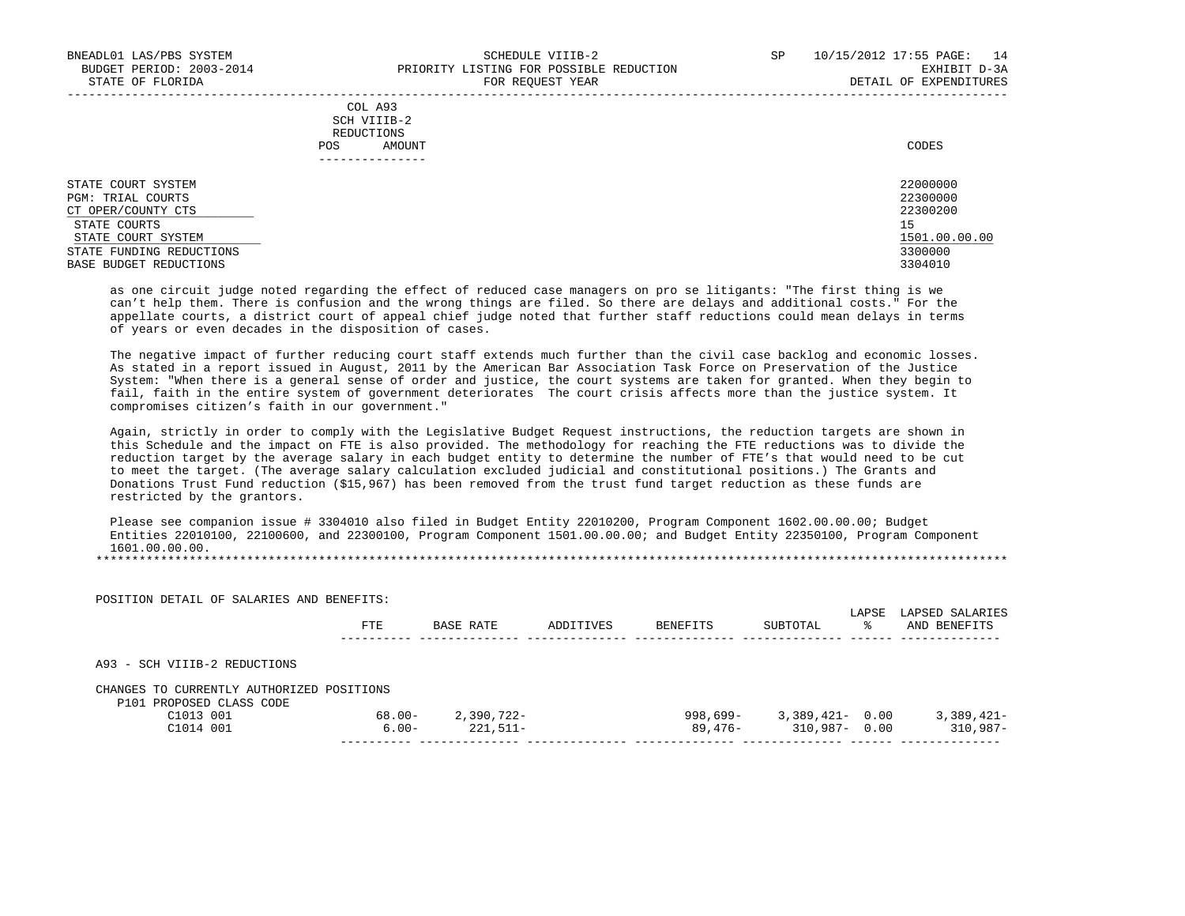| | COL A93 SCH VIIIB-2 REDUCTIONS POS AMOUNT | CODES |
|---|---|---|
| STATE COURT SYSTEM | | 22000000 |
| PGM: TRIAL COURTS | | 22300000 |
| CT OPER/COUNTY CTS | | 22300200 |
| STATE COURTS | | 15 |
| STATE COURT SYSTEM | | 1501.00.00.00 |
| STATE FUNDING REDUCTIONS | | 3300000 |
| BASE BUDGET REDUCTIONS | | 3304010 |

as one circuit judge noted regarding the effect of reduced case managers on pro se litigants: "The first thing is we can't help them. There is confusion and the wrong things are filed. So there are delays and additional costs." For the appellate courts, a district court of appeal chief judge noted that further staff reductions could mean delays in terms of years or even decades in the disposition of cases.

The negative impact of further reducing court staff extends much further than the civil case backlog and economic losses. As stated in a report issued in August, 2011 by the American Bar Association Task Force on Preservation of the Justice System: "When there is a general sense of order and justice, the court systems are taken for granted. When they begin to fail, faith in the entire system of government deteriorates The court crisis affects more than the justice system. It compromises citizen's faith in our government."

Again, strictly in order to comply with the Legislative Budget Request instructions, the reduction targets are shown in this Schedule and the impact on FTE is also provided. The methodology for reaching the FTE reductions was to divide the reduction target by the average salary in each budget entity to determine the number of FTE's that would need to be cut to meet the target. (The average salary calculation excluded judicial and constitutional positions.) The Grants and Donations Trust Fund reduction ($15,967) has been removed from the trust fund target reduction as these funds are restricted by the grantors.

Please see companion issue # 3304010 also filed in Budget Entity 22010200, Program Component 1602.00.00.00; Budget Entities 22010100, 22100600, and 22300100, Program Component 1501.00.00.00; and Budget Entity 22350100, Program Component 1601.00.00.00.

*******************************************************************************************************************************

POSITION DETAIL OF SALARIES AND BENEFITS:

| | FTE | BASE RATE | ADDITIVES | BENEFITS | SUBTOTAL | LAPSE % | LAPSED SALARIES AND BENEFITS |
|---|---|---|---|---|---|---|---|
| A93 - SCH VIIIB-2 REDUCTIONS | | | | | | | |
| CHANGES TO CURRENTLY AUTHORIZED POSITIONS | | | | | | | |
| P101 PROPOSED CLASS CODE | | | | | | | |
| C1013 001 | 68.00- | 2,390,722- | | 998,699- | 3,389,421- | 0.00 | 3,389,421- |
| C1014 001 | 6.00- | 221,511- | | 89,476- | 310,987- | 0.00 | 310,987- |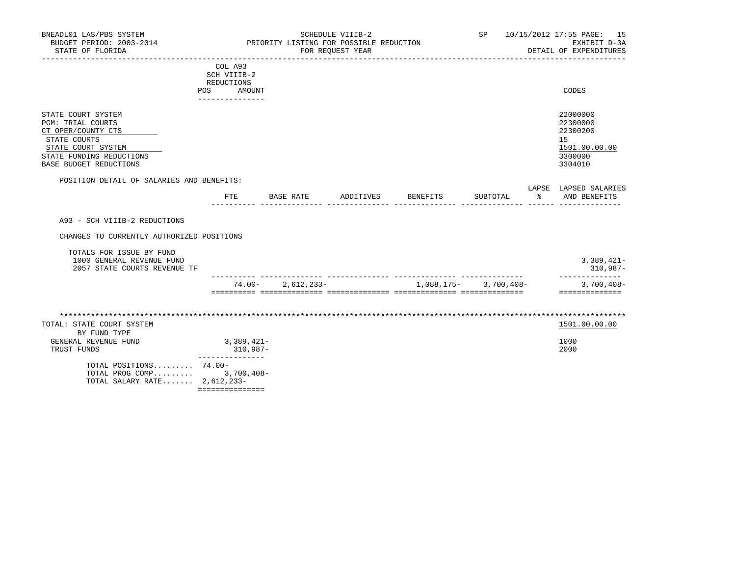BNEADL01 LAS/PBS SYSTEM — SCHEDULE VIIIB-2 — SP 10/15/2012 17:55

BUDGET PERIOD: 2003-2014 — PRIORITY LISTING FOR POSSIBLE REDUCTION — EXHIBIT D-3A

STATE OF FLORIDA — FOR REQUEST YEAR — DETAIL OF EXPENDITURES

COL A93 SCH VIIIB-2 REDUCTIONS (POS / AMOUNT)

| | CODES |
|---|---|
| STATE COURT SYSTEM | 22000000 |
| PGM: TRIAL COURTS | 22300000 |
| CT OPER/COUNTY CTS | 22300200 |
| STATE COURTS | 15 |
| STATE COURT SYSTEM | 1501.00.00.00 |
| STATE FUNDING REDUCTIONS | 3300000 |
| BASE BUDGET REDUCTIONS | 3304010 |

POSITION DETAIL OF SALARIES AND BENEFITS:

| | FTE | BASE RATE | ADDITIVES | BENEFITS | SUBTOTAL | LAPSE % | LAPSED SALARIES AND BENEFITS |
|---|---|---|---|---|---|---|---|
| A93 - SCH VIIIB-2 REDUCTIONS | | | | | | | |
| CHANGES TO CURRENTLY AUTHORIZED POSITIONS | | | | | | | |
| TOTALS FOR ISSUE BY FUND | | | | | | | |
| 1000 GENERAL REVENUE FUND | | | | | | | 3,389,421- |
| 2057 STATE COURTS REVENUE TF | | | | | | | 310,987- |
| | 74.00- | 2,612,233- | | 1,088,175- | 3,700,408- | | 3,700,408- |

******************************************************************************************

| TOTAL: STATE COURT SYSTEM | AMOUNT | CODES |
|---|---|---|
| BY FUND TYPE | | 1501.00.00.00 |
| GENERAL REVENUE FUND | 3,389,421- | 1000 |
| TRUST FUNDS | 310,987- | 2000 |
| TOTAL POSITIONS | 74.00- | |
| TOTAL PROG COMP | 3,700,408- | |
| TOTAL SALARY RATE | 2,612,233- | |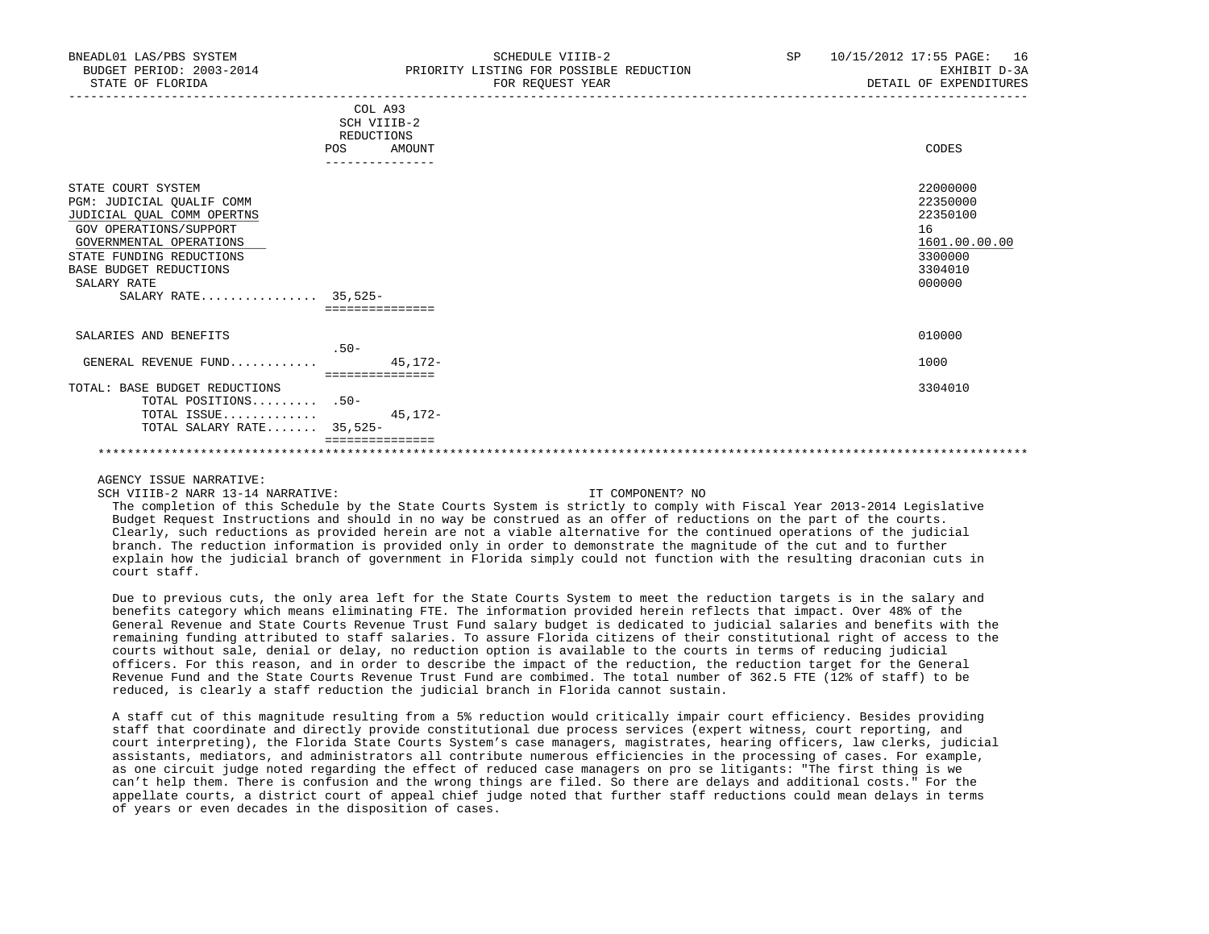| | COL A93 SCH VIIIB-2 REDUCTIONS POS | AMOUNT | CODES |
|---|---|---|---|
| STATE COURT SYSTEM | | | 22000000 |
| PGM: JUDICIAL QUALIF COMM | | | 22350000 |
| JUDICIAL QUAL COMM OPERTNS | | | 22350100 |
| GOV OPERATIONS/SUPPORT | | | 16 |
| GOVERNMENTAL OPERATIONS | | | 1601.00.00.00 |
| STATE FUNDING REDUCTIONS | | | 3300000 |
| BASE BUDGET REDUCTIONS | | | 3304010 |
| SALARY RATE | | | 000000 |
| SALARY RATE................ | 35,525- | | |
| SALARIES AND BENEFITS | | | 010000 |
| | .50- | | |
| GENERAL REVENUE FUND............ | | 45,172- | 1000 |
| TOTAL: BASE BUDGET REDUCTIONS | | | 3304010 |
| TOTAL POSITIONS......... | .50- | | |
| TOTAL ISSUE............. | | 45,172- | |
| TOTAL SALARY RATE....... | 35,525- | | |

AGENCY ISSUE NARRATIVE:

SCH VIIIB-2 NARR 13-14 NARRATIVE: IT COMPONENT? NO

The completion of this Schedule by the State Courts System is strictly to comply with Fiscal Year 2013-2014 Legislative Budget Request Instructions and should in no way be construed as an offer of reductions on the part of the courts. Clearly, such reductions as provided herein are not a viable alternative for the continued operations of the judicial branch. The reduction information is provided only in order to demonstrate the magnitude of the cut and to further explain how the judicial branch of government in Florida simply could not function with the resulting draconian cuts in court staff.

Due to previous cuts, the only area left for the State Courts System to meet the reduction targets is in the salary and benefits category which means eliminating FTE. The information provided herein reflects that impact. Over 48% of the General Revenue and State Courts Revenue Trust Fund salary budget is dedicated to judicial salaries and benefits with the remaining funding attributed to staff salaries. To assure Florida citizens of their constitutional right of access to the courts without sale, denial or delay, no reduction option is available to the courts in terms of reducing judicial officers. For this reason, and in order to describe the impact of the reduction, the reduction target for the General Revenue Fund and the State Courts Revenue Trust Fund are combimed. The total number of 362.5 FTE (12% of staff) to be reduced, is clearly a staff reduction the judicial branch in Florida cannot sustain.

A staff cut of this magnitude resulting from a 5% reduction would critically impair court efficiency. Besides providing staff that coordinate and directly provide constitutional due process services (expert witness, court reporting, and court interpreting), the Florida State Courts System's case managers, magistrates, hearing officers, law clerks, judicial assistants, mediators, and administrators all contribute numerous efficiencies in the processing of cases. For example, as one circuit judge noted regarding the effect of reduced case managers on pro se litigants: "The first thing is we can't help them. There is confusion and the wrong things are filed. So there are delays and additional costs." For the appellate courts, a district court of appeal chief judge noted that further staff reductions could mean delays in terms of years or even decades in the disposition of cases.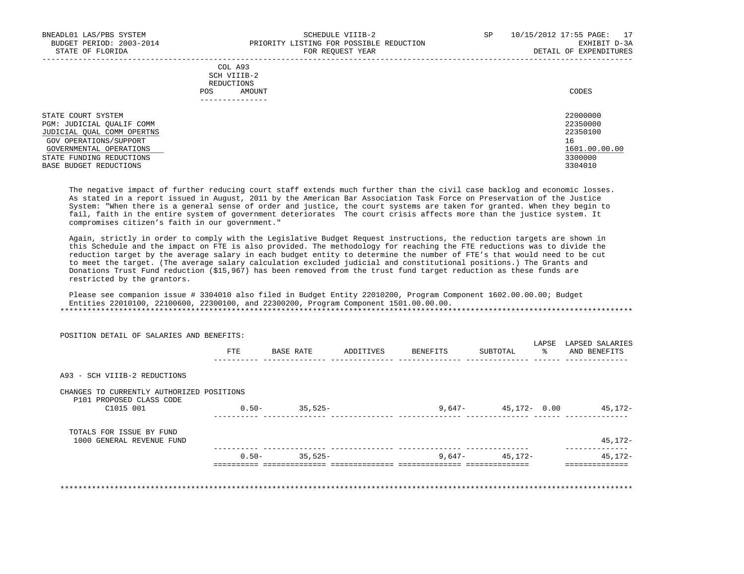COL A93
SCH VIIIB-2
REDUCTIONS

| | POS | AMOUNT | CODES |
|---|---|---|---|
| STATE COURT SYSTEM | | | 22000000 |
| PGM: JUDICIAL QUALIF COMM | | | 22350000 |
| JUDICIAL QUAL COMM OPERTNS | | | 22350100 |
| GOV OPERATIONS/SUPPORT | | | 16 |
| GOVERNMENTAL OPERATIONS | | | 1601.00.00.00 |
| STATE FUNDING REDUCTIONS | | | 3300000 |
| BASE BUDGET REDUCTIONS | | | 3304010 |

The negative impact of further reducing court staff extends much further than the civil case backlog and economic losses. As stated in a report issued in August, 2011 by the American Bar Association Task Force on Preservation of the Justice System: "When there is a general sense of order and justice, the court systems are taken for granted. When they begin to fail, faith in the entire system of government deteriorates The court crisis affects more than the justice system. It compromises citizen's faith in our government."

Again, strictly in order to comply with the Legislative Budget Request instructions, the reduction targets are shown in this Schedule and the impact on FTE is also provided. The methodology for reaching the FTE reductions was to divide the reduction target by the average salary in each budget entity to determine the number of FTE's that would need to be cut to meet the target. (The average salary calculation excluded judicial and constitutional positions.) The Grants and Donations Trust Fund reduction ($15,967) has been removed from the trust fund target reduction as these funds are restricted by the grantors.

Please see companion issue # 3304010 also filed in Budget Entity 22010200, Program Component 1602.00.00.00; Budget Entities 22010100, 22100600, 22300100, and 22300200, Program Component 1501.00.00.00.

*******************************************************************************************************************

POSITION DETAIL OF SALARIES AND BENEFITS:

| | FTE | BASE RATE | ADDITIVES | BENEFITS | SUBTOTAL | LAPSE % | LAPSED SALARIES AND BENEFITS |
|---|---|---|---|---|---|---|---|
| A93 - SCH VIIIB-2 REDUCTIONS | | | | | | | |
| CHANGES TO CURRENTLY AUTHORIZED POSITIONS | | | | | | | |
| P101 PROPOSED CLASS CODE | | | | | | | |
| C1015 001 | 0.50- | 35,525- | | 9,647- | 45,172- | 0.00 | 45,172- |
| TOTALS FOR ISSUE BY FUND | | | | | | | |
| 1000 GENERAL REVENUE FUND | | | | | | | 45,172- |
| | 0.50- | 35,525- | | 9,647- | 45,172- | | 45,172- |

*******************************************************************************************************************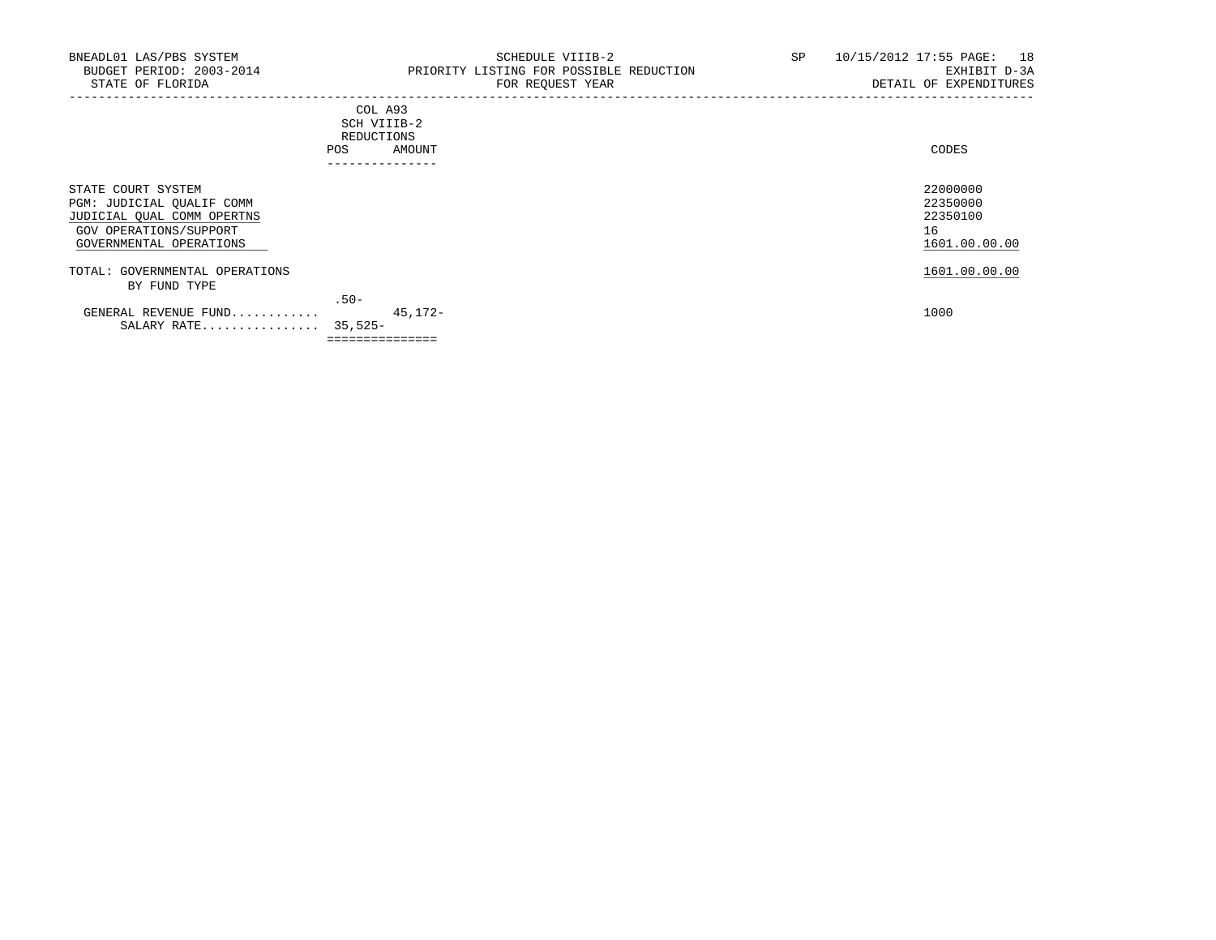BNEADL01 LAS/PBS SYSTEM
BUDGET PERIOD: 2003-2014
STATE OF FLORIDA

SCHEDULE VIIIB-2
PRIORITY LISTING FOR POSSIBLE REDUCTION
FOR REQUEST YEAR

SP 10/15/2012 17:55
EXHIBIT D-3A
DETAIL OF EXPENDITURES

| | COL A93 SCH VIIIB-2 REDUCTIONS POS | AMOUNT | CODES |
|---|---|---|---|
| STATE COURT SYSTEM | | | 22000000 |
| PGM: JUDICIAL QUALIF COMM | | | 22350000 |
| JUDICIAL QUAL COMM OPERTNS | | | 22350100 |
| GOV OPERATIONS/SUPPORT | | | 16 |
| GOVERNMENTAL OPERATIONS | | | 1601.00.00.00 |
| TOTAL: GOVERNMENTAL OPERATIONS | | | 1601.00.00.00 |
| BY FUND TYPE | | | |
| GENERAL REVENUE FUND............ | .50- | 45,172- | 1000 |
| SALARY RATE................ | 35,525- | | |